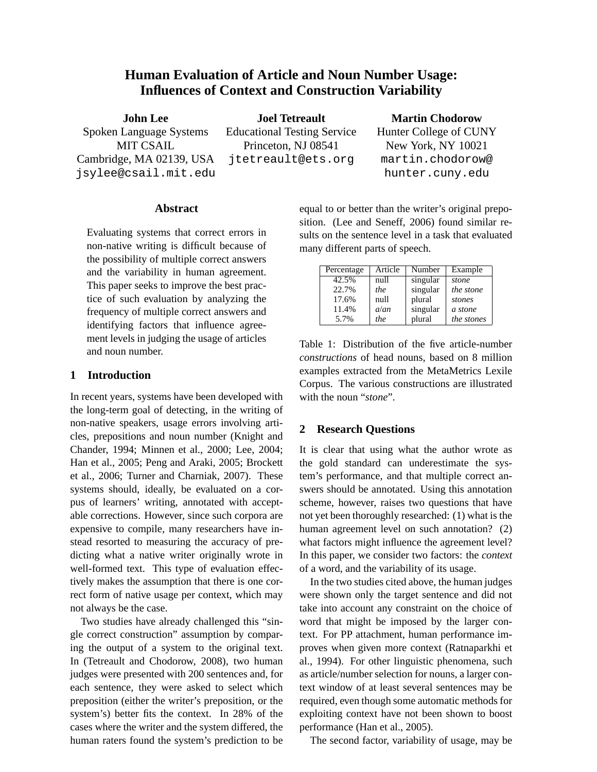# Human Evaluation of Article and Noun Number Usage: Influences of Context and Construction Variability

**John Lee**
Spoken Language Systems
MIT CSAIL
Cambridge, MA 02139, USA
jsylee@csail.mit.edu

**Joel Tetreault**
Educational Testing Service
Princeton, NJ 08541
jtetreault@ets.org

**Martin Chodorow**
Hunter College of CUNY
New York, NY 10021
martin.chodorow@hunter.cuny.edu

## Abstract

Evaluating systems that correct errors in non-native writing is difficult because of the possibility of multiple correct answers and the variability in human agreement. This paper seeks to improve the best practice of such evaluation by analyzing the frequency of multiple correct answers and identifying factors that influence agreement levels in judging the usage of articles and noun number.

## 1 Introduction

In recent years, systems have been developed with the long-term goal of detecting, in the writing of non-native speakers, usage errors involving articles, prepositions and noun number (Knight and Chander, 1994; Minnen et al., 2000; Lee, 2004; Han et al., 2005; Peng and Araki, 2005; Brockett et al., 2006; Turner and Charniak, 2007). These systems should, ideally, be evaluated on a corpus of learners' writing, annotated with acceptable corrections. However, since such corpora are expensive to compile, many researchers have instead resorted to measuring the accuracy of predicting what a native writer originally wrote in well-formed text. This type of evaluation effectively makes the assumption that there is one correct form of native usage per context, which may not always be the case.

Two studies have already challenged this "single correct construction" assumption by comparing the output of a system to the original text. In (Tetreault and Chodorow, 2008), two human judges were presented with 200 sentences and, for each sentence, they were asked to select which preposition (either the writer's preposition, or the system's) better fits the context. In 28% of the cases where the writer and the system differed, the human raters found the system's prediction to be equal to or better than the writer's original preposition. (Lee and Seneff, 2006) found similar results on the sentence level in a task that evaluated many different parts of speech.

| Percentage | Article | Number | Example |
|---|---|---|---|
| 42.5% | null | singular | *stone* |
| 22.7% | *the* | singular | *the stone* |
| 17.6% | null | plural | *stones* |
| 11.4% | *a*/*an* | singular | *a stone* |
| 5.7% | *the* | plural | *the stones* |

Table 1: Distribution of the five article-number *constructions* of head nouns, based on 8 million examples extracted from the MetaMetrics Lexile Corpus. The various constructions are illustrated with the noun "*stone*".

## 2 Research Questions

It is clear that using what the author wrote as the gold standard can underestimate the system's performance, and that multiple correct answers should be annotated. Using this annotation scheme, however, raises two questions that have not yet been thoroughly researched: (1) what is the human agreement level on such annotation? (2) what factors might influence the agreement level? In this paper, we consider two factors: the *context* of a word, and the variability of its usage.

In the two studies cited above, the human judges were shown only the target sentence and did not take into account any constraint on the choice of word that might be imposed by the larger context. For PP attachment, human performance improves when given more context (Ratnaparkhi et al., 1994). For other linguistic phenomena, such as article/number selection for nouns, a larger context window of at least several sentences may be required, even though some automatic methods for exploiting context have not been shown to boost performance (Han et al., 2005).

The second factor, variability of usage, may be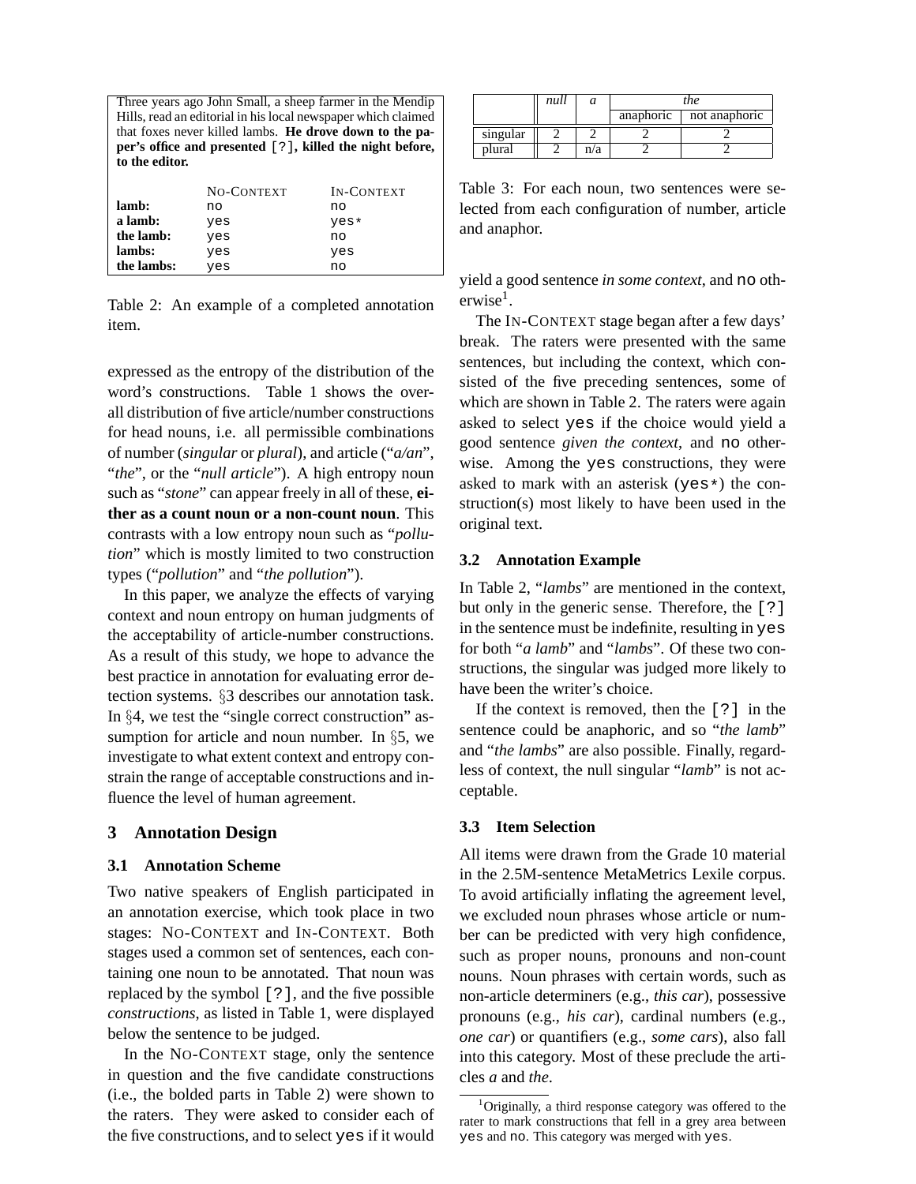Three years ago John Small, a sheep farmer in the Mendip Hills, read an editorial in his local newspaper which claimed that foxes never killed lambs. **He drove down to the paper's office and presented [?], killed the night before, to the editor.**

| | NO-CONTEXT | IN-CONTEXT |
|---|---|---|
| **lamb:** | no | no |
| **a lamb:** | yes | yes* |
| **the lamb:** | yes | no |
| **lambs:** | yes | yes |
| **the lambs:** | yes | no |

Table 2: An example of a completed annotation item.

expressed as the entropy of the distribution of the word's constructions. Table 1 shows the overall distribution of five article/number constructions for head nouns, i.e. all permissible combinations of number (*singular* or *plural*), and article ("*a/an*", "*the*", or the "*null article*"). A high entropy noun such as "*stone*" can appear freely in all of these, **either as a count noun or a non-count noun**. This contrasts with a low entropy noun such as "*pollution*" which is mostly limited to two construction types ("*pollution*" and "*the pollution*").

In this paper, we analyze the effects of varying context and noun entropy on human judgments of the acceptability of article-number constructions. As a result of this study, we hope to advance the best practice in annotation for evaluating error detection systems. §3 describes our annotation task. In §4, we test the "single correct construction" assumption for article and noun number. In §5, we investigate to what extent context and entropy constrain the range of acceptable constructions and influence the level of human agreement.

## 3 Annotation Design

### 3.1 Annotation Scheme

Two native speakers of English participated in an annotation exercise, which took place in two stages: NO-CONTEXT and IN-CONTEXT. Both stages used a common set of sentences, each containing one noun to be annotated. That noun was replaced by the symbol [?], and the five possible *constructions*, as listed in Table 1, were displayed below the sentence to be judged.

In the NO-CONTEXT stage, only the sentence in question and the five candidate constructions (i.e., the bolded parts in Table 2) were shown to the raters. They were asked to consider each of the five constructions, and to select yes if it would yield a good sentence *in some context*, and no otherwise[1].

| | *null* | *a* | *the* | |
|---|---|---|---|---|
| | | | anaphoric | not anaphoric |
| singular | 2 | 2 | 2 | 2 |
| plural | 2 | n/a | 2 | 2 |

Table 3: For each noun, two sentences were selected from each configuration of number, article and anaphor.

The IN-CONTEXT stage began after a few days' break. The raters were presented with the same sentences, but including the context, which consisted of the five preceding sentences, some of which are shown in Table 2. The raters were again asked to select yes if the choice would yield a good sentence *given the context*, and no otherwise. Among the yes constructions, they were asked to mark with an asterisk (yes*) the construction(s) most likely to have been used in the original text.

### 3.2 Annotation Example

In Table 2, "*lambs*" are mentioned in the context, but only in the generic sense. Therefore, the [?] in the sentence must be indefinite, resulting in yes for both "*a lamb*" and "*lambs*". Of these two constructions, the singular was judged more likely to have been the writer's choice.

If the context is removed, then the [?] in the sentence could be anaphoric, and so "*the lamb*" and "*the lambs*" are also possible. Finally, regardless of context, the null singular "*lamb*" is not acceptable.

### 3.3 Item Selection

All items were drawn from the Grade 10 material in the 2.5M-sentence MetaMetrics Lexile corpus. To avoid artificially inflating the agreement level, we excluded noun phrases whose article or number can be predicted with very high confidence, such as proper nouns, pronouns and non-count nouns. Noun phrases with certain words, such as non-article determiners (e.g., *this car*), possessive pronouns (e.g., *his car*), cardinal numbers (e.g., *one car*) or quantifiers (e.g., *some cars*), also fall into this category. Most of these preclude the articles *a* and *the*.

[1]Originally, a third response category was offered to the rater to mark constructions that fell in a grey area between yes and no. This category was merged with yes.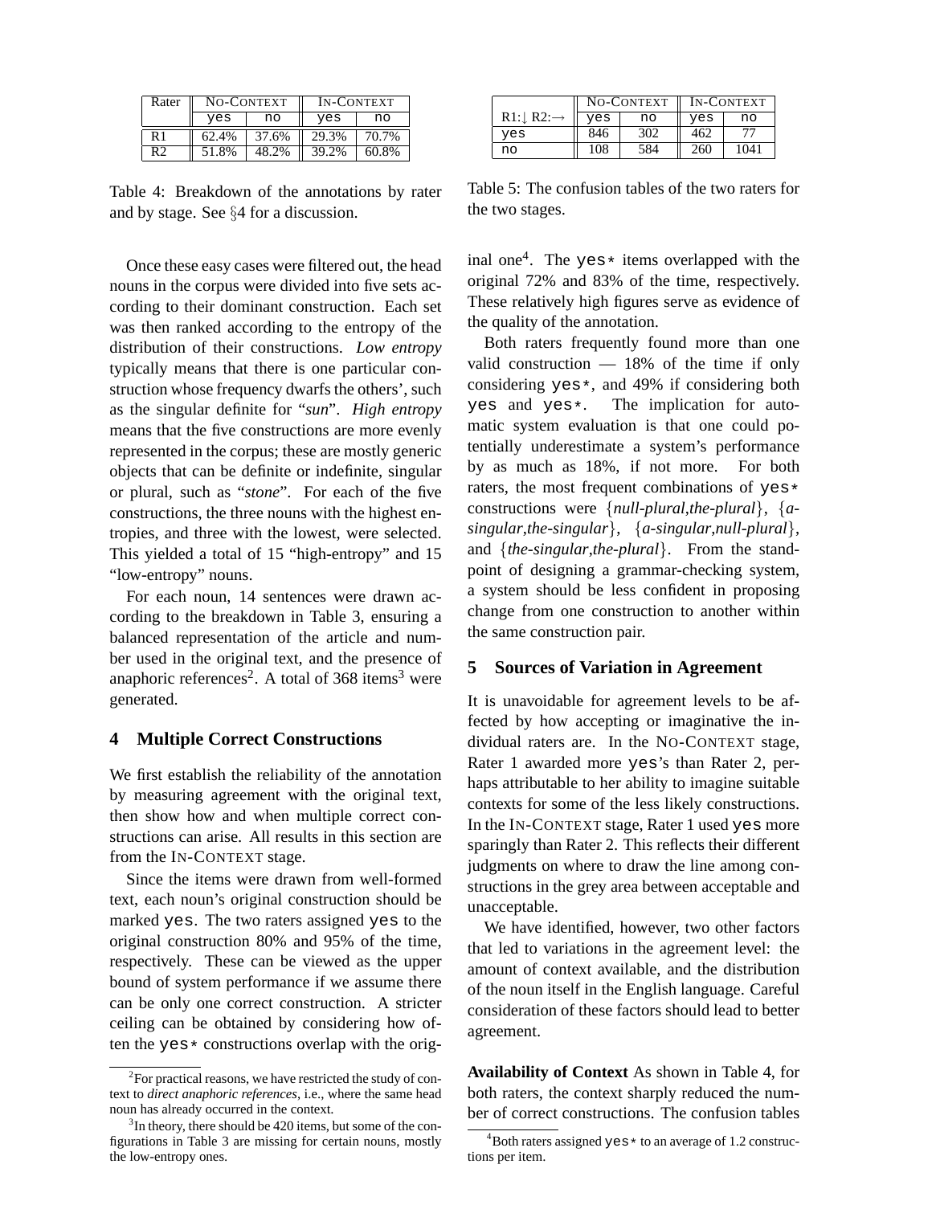| Rater | NO-CONTEXT | | IN-CONTEXT | |
|---|---|---|---|---|
| | yes | no | yes | no |
| R1 | 62.4% | 37.6% | 29.3% | 70.7% |
| R2 | 51.8% | 48.2% | 39.2% | 60.8% |

Table 4: Breakdown of the annotations by rater and by stage. See §4 for a discussion.

Once these easy cases were filtered out, the head nouns in the corpus were divided into five sets according to their dominant construction. Each set was then ranked according to the entropy of the distribution of their constructions. *Low entropy* typically means that there is one particular construction whose frequency dwarfs the others', such as the singular definite for "*sun*". *High entropy* means that the five constructions are more evenly represented in the corpus; these are mostly generic objects that can be definite or indefinite, singular or plural, such as "*stone*". For each of the five constructions, the three nouns with the highest entropies, and three with the lowest, were selected. This yielded a total of 15 "high-entropy" and 15 "low-entropy" nouns.

For each noun, 14 sentences were drawn according to the breakdown in Table 3, ensuring a balanced representation of the article and number used in the original text, and the presence of anaphoric references[2]. A total of 368 items[3] were generated.

## 4 Multiple Correct Constructions

We first establish the reliability of the annotation by measuring agreement with the original text, then show how and when multiple correct constructions can arise. All results in this section are from the IN-CONTEXT stage.

Since the items were drawn from well-formed text, each noun's original construction should be marked yes. The two raters assigned yes to the original construction 80% and 95% of the time, respectively. These can be viewed as the upper bound of system performance if we assume there can be only one correct construction. A stricter ceiling can be obtained by considering how often the yes* constructions overlap with the original one[4]. The yes* items overlapped with the original 72% and 83% of the time, respectively. These relatively high figures serve as evidence of the quality of the annotation.

| R1:↓ R2:→ | NO-CONTEXT | | IN-CONTEXT | |
|---|---|---|---|---|
| | yes | no | yes | no |
| yes | 846 | 302 | 462 | 77 |
| no | 108 | 584 | 260 | 1041 |

Table 5: The confusion tables of the two raters for the two stages.

Both raters frequently found more than one valid construction — 18% of the time if only considering yes*, and 49% if considering both yes and yes*. The implication for automatic system evaluation is that one could potentially underestimate a system's performance by as much as 18%, if not more. For both raters, the most frequent combinations of yes* constructions were {*null-plural*,*the-plural*}, {*a-singular*,*the-singular*}, {*a-singular*,*null-plural*}, and {*the-singular*,*the-plural*}. From the standpoint of designing a grammar-checking system, a system should be less confident in proposing change from one construction to another within the same construction pair.

## 5 Sources of Variation in Agreement

It is unavoidable for agreement levels to be affected by how accepting or imaginative the individual raters are. In the NO-CONTEXT stage, Rater 1 awarded more yes's than Rater 2, perhaps attributable to her ability to imagine suitable contexts for some of the less likely constructions. In the IN-CONTEXT stage, Rater 1 used yes more sparingly than Rater 2. This reflects their different judgments on where to draw the line among constructions in the grey area between acceptable and unacceptable.

We have identified, however, two other factors that led to variations in the agreement level: the amount of context available, and the distribution of the noun itself in the English language. Careful consideration of these factors should lead to better agreement.

**Availability of Context** As shown in Table 4, for both raters, the context sharply reduced the number of correct constructions. The confusion tables

[2] For practical reasons, we have restricted the study of context to *direct anaphoric references*, i.e., where the same head noun has already occurred in the context.

[3] In theory, there should be 420 items, but some of the configurations in Table 3 are missing for certain nouns, mostly the low-entropy ones.

[4] Both raters assigned yes* to an average of 1.2 constructions per item.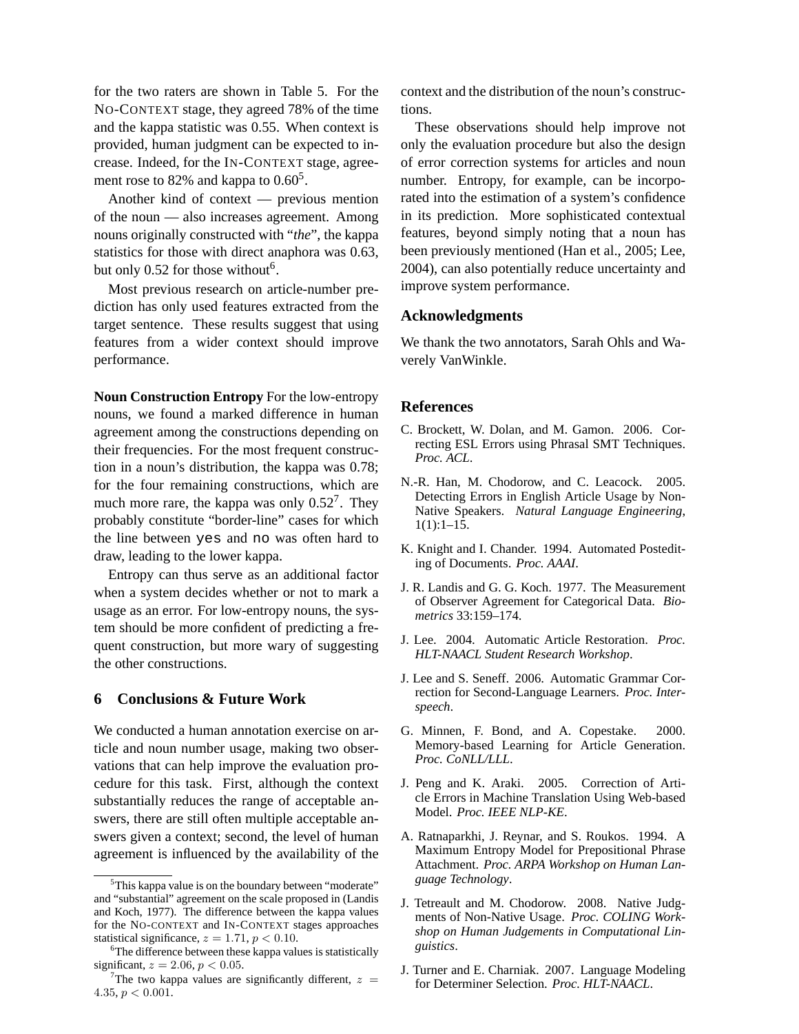for the two raters are shown in Table 5. For the NO-CONTEXT stage, they agreed 78% of the time and the kappa statistic was 0.55. When context is provided, human judgment can be expected to increase. Indeed, for the IN-CONTEXT stage, agreement rose to 82% and kappa to 0.60[5].

Another kind of context — previous mention of the noun — also increases agreement. Among nouns originally constructed with "*the*", the kappa statistics for those with direct anaphora was 0.63, but only 0.52 for those without[6].

Most previous research on article-number prediction has only used features extracted from the target sentence. These results suggest that using features from a wider context should improve performance.

**Noun Construction Entropy** For the low-entropy nouns, we found a marked difference in human agreement among the constructions depending on their frequencies. For the most frequent construction in a noun's distribution, the kappa was 0.78; for the four remaining constructions, which are much more rare, the kappa was only 0.52[7]. They probably constitute "border-line" cases for which the line between `yes` and `no` was often hard to draw, leading to the lower kappa.

Entropy can thus serve as an additional factor when a system decides whether or not to mark a usage as an error. For low-entropy nouns, the system should be more confident of predicting a frequent construction, but more wary of suggesting the other constructions.

## 6 Conclusions & Future Work

We conducted a human annotation exercise on article and noun number usage, making two observations that can help improve the evaluation procedure for this task. First, although the context substantially reduces the range of acceptable answers, there are still often multiple acceptable answers given a context; second, the level of human agreement is influenced by the availability of the context and the distribution of the noun's constructions.

These observations should help improve not only the evaluation procedure but also the design of error correction systems for articles and noun number. Entropy, for example, can be incorporated into the estimation of a system's confidence in its prediction. More sophisticated contextual features, beyond simply noting that a noun has been previously mentioned (Han et al., 2005; Lee, 2004), can also potentially reduce uncertainty and improve system performance.

## Acknowledgments

We thank the two annotators, Sarah Ohls and Waverely VanWinkle.

## References

C. Brockett, W. Dolan, and M. Gamon. 2006. Correcting ESL Errors using Phrasal SMT Techniques. *Proc. ACL*.

N.-R. Han, M. Chodorow, and C. Leacock. 2005. Detecting Errors in English Article Usage by Non-Native Speakers. *Natural Language Engineering*, 1(1):1–15.

K. Knight and I. Chander. 1994. Automated Postediting of Documents. *Proc. AAAI*.

J. R. Landis and G. G. Koch. 1977. The Measurement of Observer Agreement for Categorical Data. *Biometrics* 33:159–174.

J. Lee. 2004. Automatic Article Restoration. *Proc. HLT-NAACL Student Research Workshop*.

J. Lee and S. Seneff. 2006. Automatic Grammar Correction for Second-Language Learners. *Proc. Interspeech*.

G. Minnen, F. Bond, and A. Copestake. 2000. Memory-based Learning for Article Generation. *Proc. CoNLL/LLL*.

J. Peng and K. Araki. 2005. Correction of Article Errors in Machine Translation Using Web-based Model. *Proc. IEEE NLP-KE*.

A. Ratnaparkhi, J. Reynar, and S. Roukos. 1994. A Maximum Entropy Model for Prepositional Phrase Attachment. *Proc. ARPA Workshop on Human Language Technology*.

J. Tetreault and M. Chodorow. 2008. Native Judgments of Non-Native Usage. *Proc. COLING Workshop on Human Judgements in Computational Linguistics*.

J. Turner and E. Charniak. 2007. Language Modeling for Determiner Selection. *Proc. HLT-NAACL*.

---

[5] This kappa value is on the boundary between "moderate" and "substantial" agreement on the scale proposed in (Landis and Koch, 1977). The difference between the kappa values for the NO-CONTEXT and IN-CONTEXT stages approaches statistical significance, $z = 1.71, p < 0.10$.

[6] The difference between these kappa values is statistically significant, $z = 2.06, p < 0.05$.

[7] The two kappa values are significantly different, $z = 4.35, p < 0.001$.